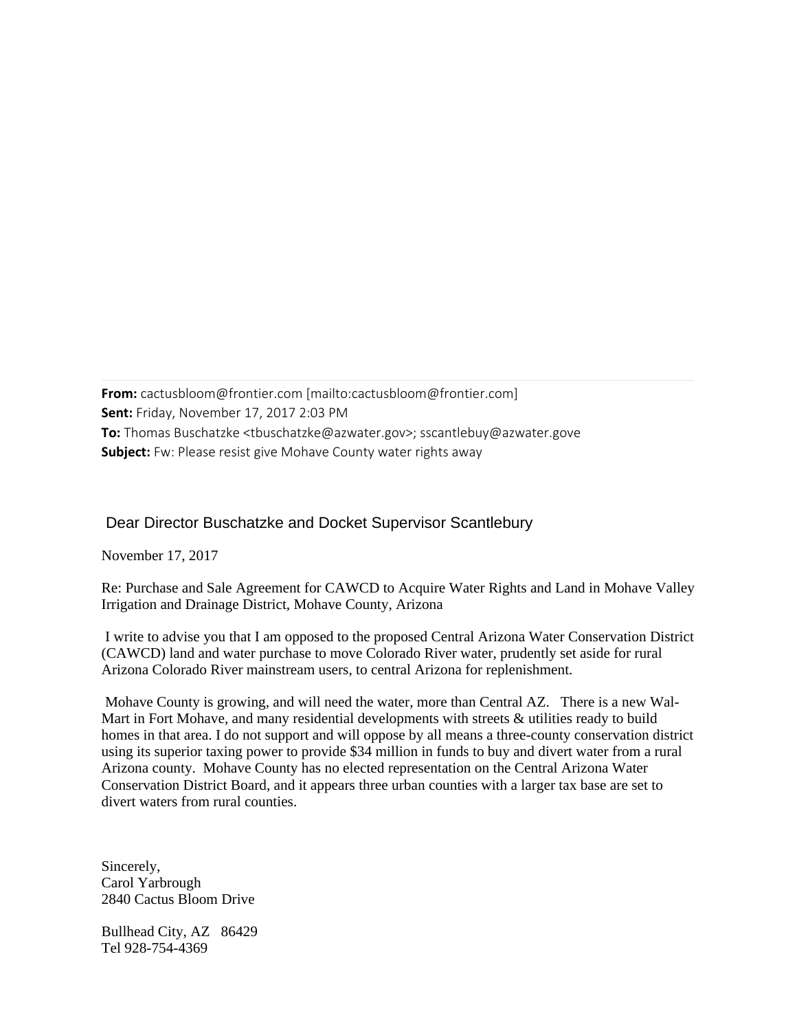**From:** cactusbloom@frontier.com [mailto:cactusbloom@frontier.com]
**Sent:** Friday, November 17, 2017 2:03 PM
**To:** Thomas Buschatzke <tbuschatzke@azwater.gov>; sscantlebuy@azwater.gove
**Subject:** Fw: Please resist give Mohave County water rights away

Dear Director Buschatzke and Docket Supervisor Scantlebury

November 17, 2017

Re: Purchase and Sale Agreement for CAWCD to Acquire Water Rights and Land in Mohave Valley Irrigation and Drainage District, Mohave County, Arizona

I write to advise you that I am opposed to the proposed Central Arizona Water Conservation District (CAWCD) land and water purchase to move Colorado River water, prudently set aside for rural Arizona Colorado River mainstream users, to central Arizona for replenishment.

Mohave County is growing, and will need the water, more than Central AZ. There is a new Wal-Mart in Fort Mohave, and many residential developments with streets & utilities ready to build homes in that area. I do not support and will oppose by all means a three-county conservation district using its superior taxing power to provide $34 million in funds to buy and divert water from a rural Arizona county. Mohave County has no elected representation on the Central Arizona Water Conservation District Board, and it appears three urban counties with a larger tax base are set to divert waters from rural counties.

Sincerely,
Carol Yarbrough
2840 Cactus Bloom Drive

Bullhead City, AZ 86429
Tel 928-754-4369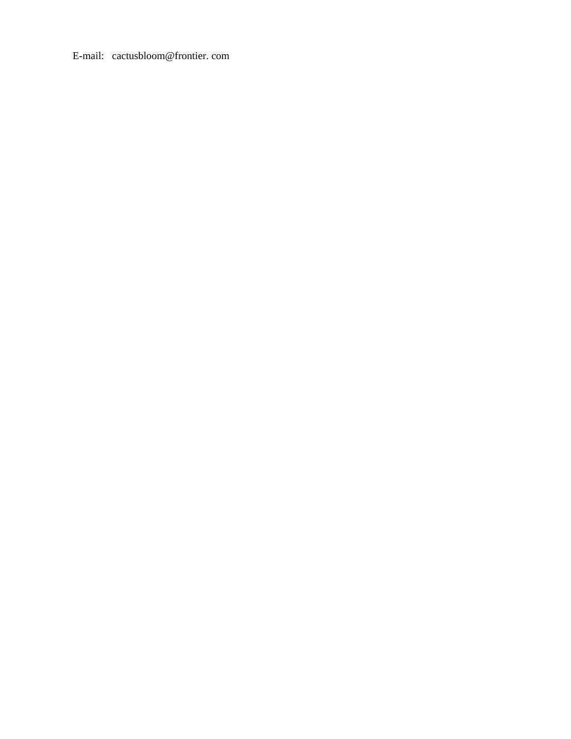E-mail: cactusbloom@frontier. com